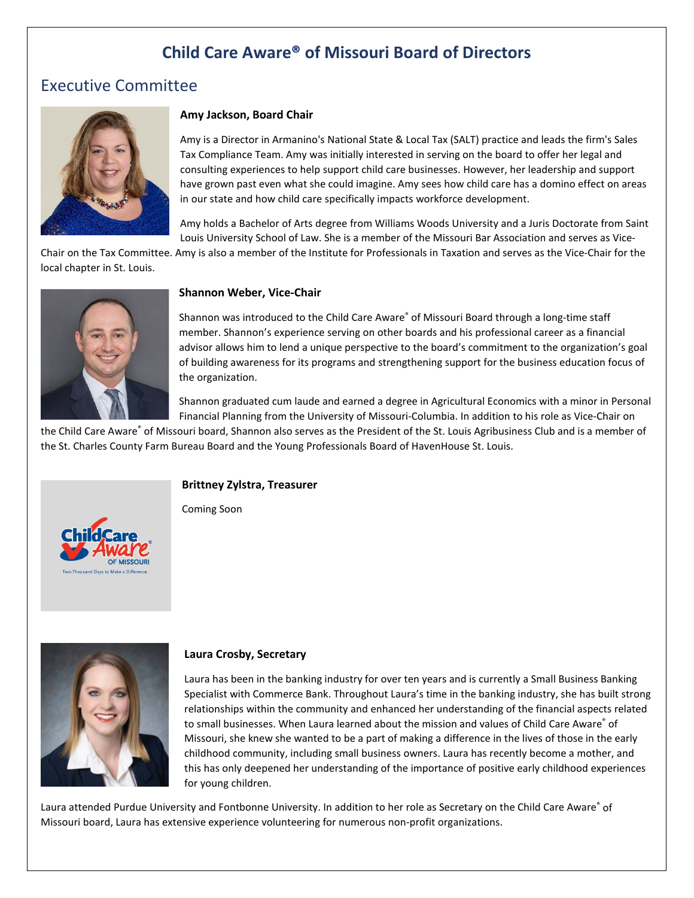# Child Care Aware® of Missouri Board of Directors

## Executive Committee

**Amy Jackson, Board Chair**

Amy is a Director in Armanino's National State & Local Tax (SALT) practice and leads the firm's Sales Tax Compliance Team. Amy was initially interested in serving on the board to offer her legal and consulting experiences to help support child care businesses. However, her leadership and support have grown past even what she could imagine. Amy sees how child care has a domino effect on areas in our state and how child care specifically impacts workforce development.

Amy holds a Bachelor of Arts degree from Williams Woods University and a Juris Doctorate from Saint Louis University School of Law. She is a member of the Missouri Bar Association and serves as Vice-Chair on the Tax Committee. Amy is also a member of the Institute for Professionals in Taxation and serves as the Vice-Chair for the local chapter in St. Louis.

**Shannon Weber, Vice-Chair**

Shannon was introduced to the Child Care Aware® of Missouri Board through a long-time staff member. Shannon's experience serving on other boards and his professional career as a financial advisor allows him to lend a unique perspective to the board's commitment to the organization's goal of building awareness for its programs and strengthening support for the business education focus of the organization.

Shannon graduated cum laude and earned a degree in Agricultural Economics with a minor in Personal Financial Planning from the University of Missouri-Columbia. In addition to his role as Vice-Chair on the Child Care Aware® of Missouri board, Shannon also serves as the President of the St. Louis Agribusiness Club and is a member of the St. Charles County Farm Bureau Board and the Young Professionals Board of HavenHouse St. Louis.

**Brittney Zylstra, Treasurer**

Coming Soon

**Laura Crosby, Secretary**

Laura has been in the banking industry for over ten years and is currently a Small Business Banking Specialist with Commerce Bank. Throughout Laura's time in the banking industry, she has built strong relationships within the community and enhanced her understanding of the financial aspects related to small businesses. When Laura learned about the mission and values of Child Care Aware® of Missouri, she knew she wanted to be a part of making a difference in the lives of those in the early childhood community, including small business owners. Laura has recently become a mother, and this has only deepened her understanding of the importance of positive early childhood experiences for young children.

Laura attended Purdue University and Fontbonne University. In addition to her role as Secretary on the Child Care Aware® of Missouri board, Laura has extensive experience volunteering for numerous non-profit organizations.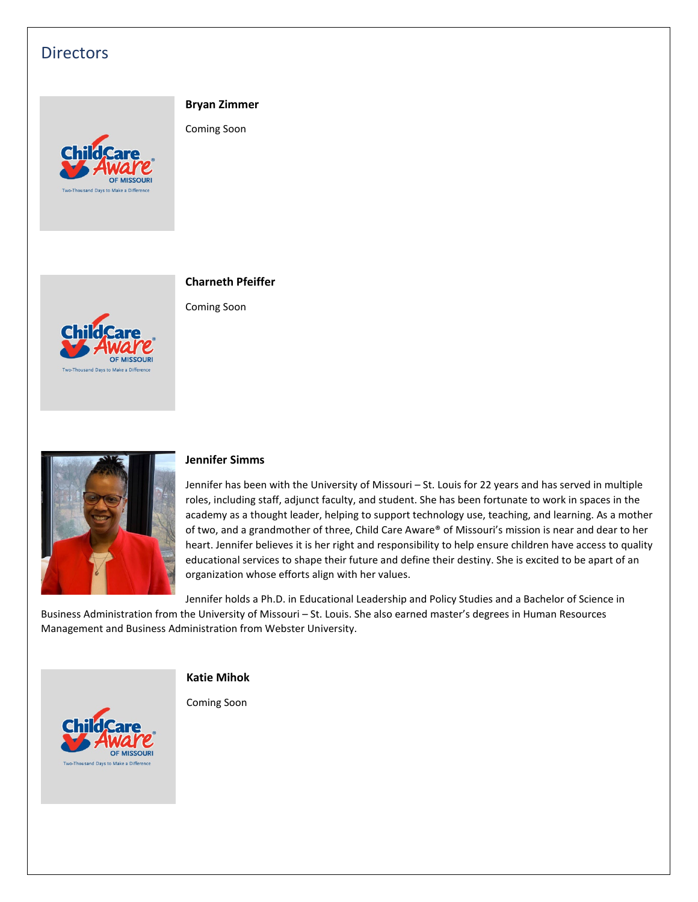## Directors

**Bryan Zimmer**

Coming Soon

**Charneth Pfeiffer**

Coming Soon

**Jennifer Simms**

Jennifer has been with the University of Missouri – St. Louis for 22 years and has served in multiple roles, including staff, adjunct faculty, and student. She has been fortunate to work in spaces in the academy as a thought leader, helping to support technology use, teaching, and learning. As a mother of two, and a grandmother of three, Child Care Aware® of Missouri's mission is near and dear to her heart. Jennifer believes it is her right and responsibility to help ensure children have access to quality educational services to shape their future and define their destiny. She is excited to be apart of an organization whose efforts align with her values.

Jennifer holds a Ph.D. in Educational Leadership and Policy Studies and a Bachelor of Science in Business Administration from the University of Missouri – St. Louis. She also earned master's degrees in Human Resources Management and Business Administration from Webster University.

**Katie Mihok**

Coming Soon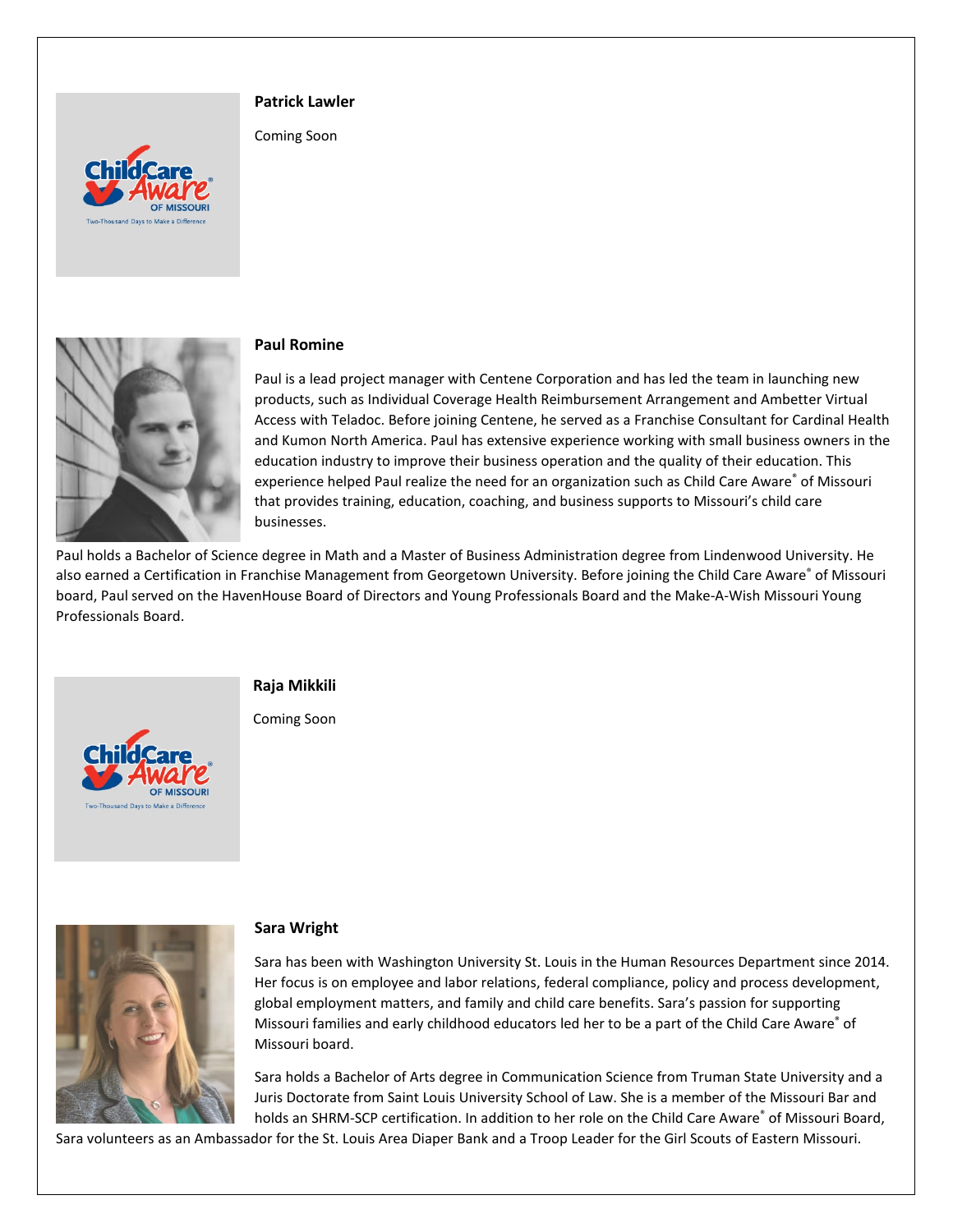**Patrick Lawler**

Coming Soon

**Paul Romine**

Paul is a lead project manager with Centene Corporation and has led the team in launching new products, such as Individual Coverage Health Reimbursement Arrangement and Ambetter Virtual Access with Teladoc. Before joining Centene, he served as a Franchise Consultant for Cardinal Health and Kumon North America. Paul has extensive experience working with small business owners in the education industry to improve their business operation and the quality of their education. This experience helped Paul realize the need for an organization such as Child Care Aware® of Missouri that provides training, education, coaching, and business supports to Missouri's child care businesses.

Paul holds a Bachelor of Science degree in Math and a Master of Business Administration degree from Lindenwood University. He also earned a Certification in Franchise Management from Georgetown University. Before joining the Child Care Aware® of Missouri board, Paul served on the HavenHouse Board of Directors and Young Professionals Board and the Make-A-Wish Missouri Young Professionals Board.

**Raja Mikkili**

Coming Soon

**Sara Wright**

Sara has been with Washington University St. Louis in the Human Resources Department since 2014. Her focus is on employee and labor relations, federal compliance, policy and process development, global employment matters, and family and child care benefits. Sara's passion for supporting Missouri families and early childhood educators led her to be a part of the Child Care Aware® of Missouri board.

Sara holds a Bachelor of Arts degree in Communication Science from Truman State University and a Juris Doctorate from Saint Louis University School of Law. She is a member of the Missouri Bar and holds an SHRM-SCP certification. In addition to her role on the Child Care Aware® of Missouri Board, Sara volunteers as an Ambassador for the St. Louis Area Diaper Bank and a Troop Leader for the Girl Scouts of Eastern Missouri.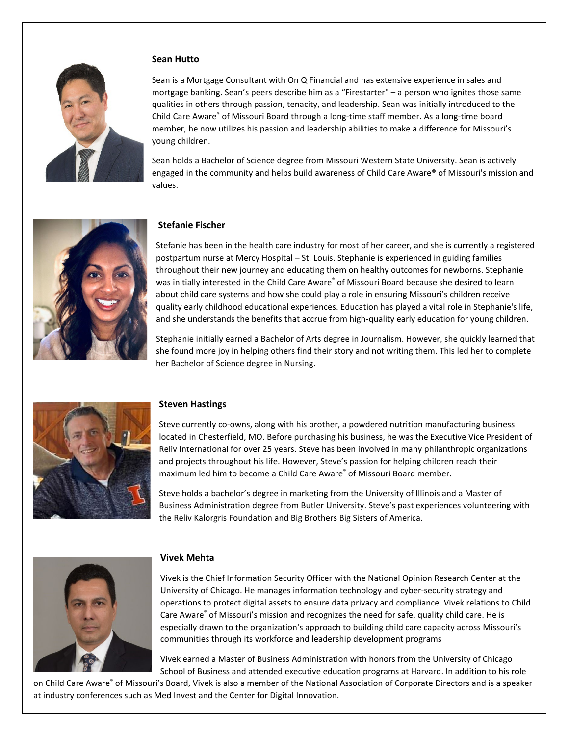**Sean Hutto**

Sean is a Mortgage Consultant with On Q Financial and has extensive experience in sales and mortgage banking. Sean's peers describe him as a "Firestarter" – a person who ignites those same qualities in others through passion, tenacity, and leadership. Sean was initially introduced to the Child Care Aware® of Missouri Board through a long-time staff member. As a long-time board member, he now utilizes his passion and leadership abilities to make a difference for Missouri's young children.

Sean holds a Bachelor of Science degree from Missouri Western State University. Sean is actively engaged in the community and helps build awareness of Child Care Aware® of Missouri's mission and values.

**Stefanie Fischer**

Stefanie has been in the health care industry for most of her career, and she is currently a registered postpartum nurse at Mercy Hospital – St. Louis. Stephanie is experienced in guiding families throughout their new journey and educating them on healthy outcomes for newborns. Stephanie was initially interested in the Child Care Aware® of Missouri Board because she desired to learn about child care systems and how she could play a role in ensuring Missouri's children receive quality early childhood educational experiences. Education has played a vital role in Stephanie's life, and she understands the benefits that accrue from high-quality early education for young children.

Stephanie initially earned a Bachelor of Arts degree in Journalism. However, she quickly learned that she found more joy in helping others find their story and not writing them. This led her to complete her Bachelor of Science degree in Nursing.

**Steven Hastings**

Steve currently co-owns, along with his brother, a powdered nutrition manufacturing business located in Chesterfield, MO. Before purchasing his business, he was the Executive Vice President of Reliv International for over 25 years. Steve has been involved in many philanthropic organizations and projects throughout his life. However, Steve's passion for helping children reach their maximum led him to become a Child Care Aware® of Missouri Board member.

Steve holds a bachelor's degree in marketing from the University of Illinois and a Master of Business Administration degree from Butler University. Steve's past experiences volunteering with the Reliv Kalorgris Foundation and Big Brothers Big Sisters of America.

**Vivek Mehta**

Vivek is the Chief Information Security Officer with the National Opinion Research Center at the University of Chicago. He manages information technology and cyber-security strategy and operations to protect digital assets to ensure data privacy and compliance. Vivek relations to Child Care Aware® of Missouri's mission and recognizes the need for safe, quality child care. He is especially drawn to the organization's approach to building child care capacity across Missouri's communities through its workforce and leadership development programs

Vivek earned a Master of Business Administration with honors from the University of Chicago School of Business and attended executive education programs at Harvard. In addition to his role on Child Care Aware® of Missouri's Board, Vivek is also a member of the National Association of Corporate Directors and is a speaker at industry conferences such as Med Invest and the Center for Digital Innovation.